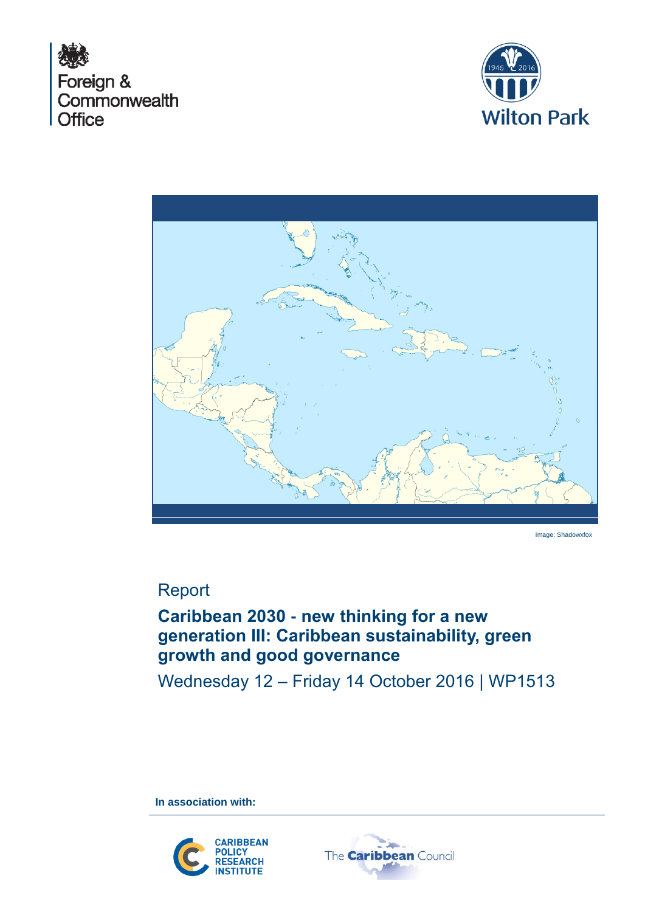Foreign & Commonwealth Office

Wilton Park

Image: Shadowxfox

Report

# Caribbean 2030 - new thinking for a new generation III: Caribbean sustainability, green growth and good governance

Wednesday 12 – Friday 14 October 2016 | WP1513

**In association with:**

Caribbean Policy Research Institute

The Caribbean Council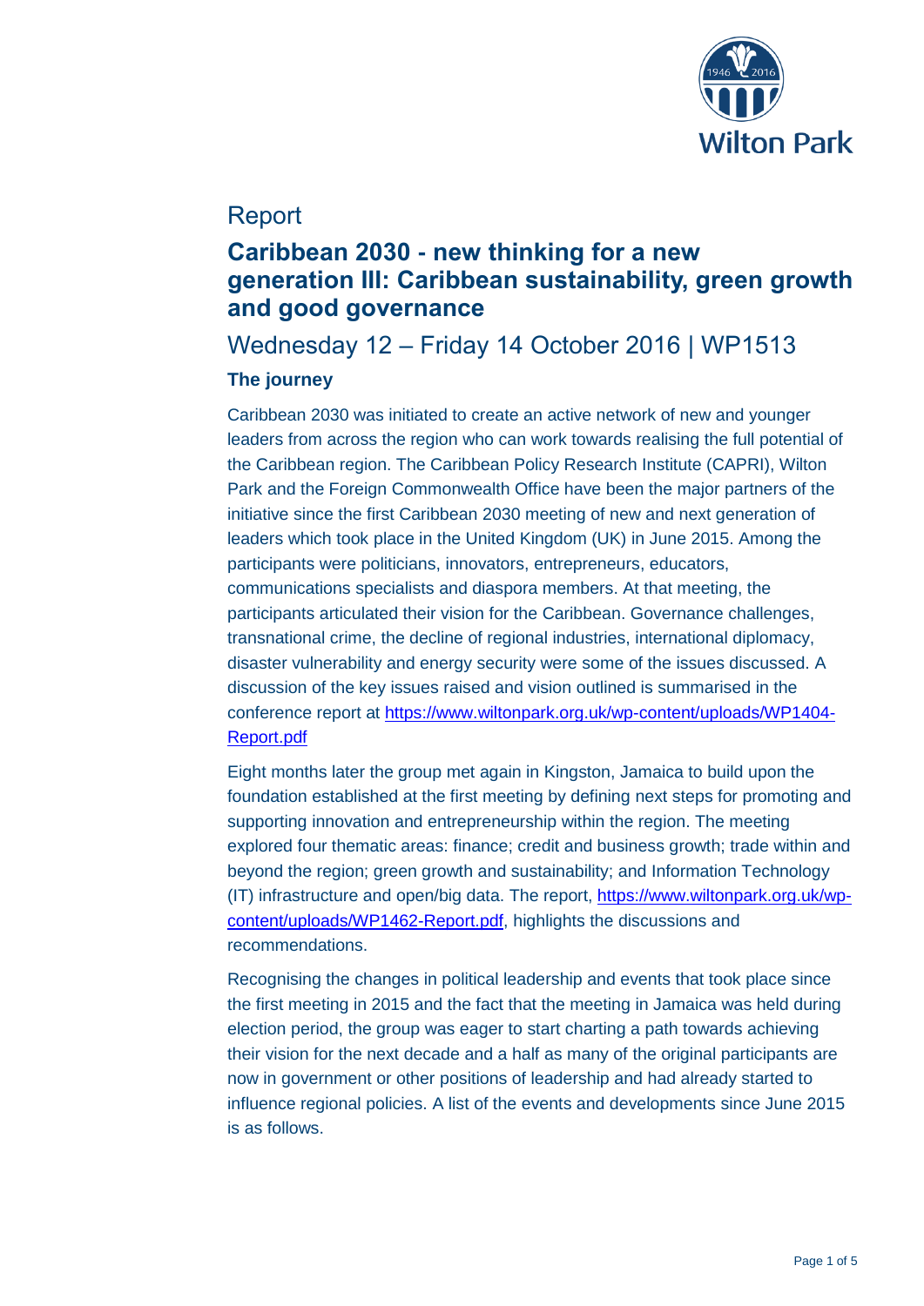# Report

## Caribbean 2030 - new thinking for a new generation III: Caribbean sustainability, green growth and good governance

Wednesday 12 – Friday 14 October 2016 | WP1513

### The journey

Caribbean 2030 was initiated to create an active network of new and younger leaders from across the region who can work towards realising the full potential of the Caribbean region. The Caribbean Policy Research Institute (CAPRI), Wilton Park and the Foreign Commonwealth Office have been the major partners of the initiative since the first Caribbean 2030 meeting of new and next generation of leaders which took place in the United Kingdom (UK) in June 2015. Among the participants were politicians, innovators, entrepreneurs, educators, communications specialists and diaspora members. At that meeting, the participants articulated their vision for the Caribbean. Governance challenges, transnational crime, the decline of regional industries, international diplomacy, disaster vulnerability and energy security were some of the issues discussed. A discussion of the key issues raised and vision outlined is summarised in the conference report at [https://www.wiltonpark.org.uk/wp-content/uploads/WP1404-Report.pdf](https://www.wiltonpark.org.uk/wp-content/uploads/WP1404-Report.pdf)

Eight months later the group met again in Kingston, Jamaica to build upon the foundation established at the first meeting by defining next steps for promoting and supporting innovation and entrepreneurship within the region. The meeting explored four thematic areas: finance; credit and business growth; trade within and beyond the region; green growth and sustainability; and Information Technology (IT) infrastructure and open/big data. The report, [https://www.wiltonpark.org.uk/wp-content/uploads/WP1462-Report.pdf](https://www.wiltonpark.org.uk/wp-content/uploads/WP1462-Report.pdf), highlights the discussions and recommendations.

Recognising the changes in political leadership and events that took place since the first meeting in 2015 and the fact that the meeting in Jamaica was held during election period, the group was eager to start charting a path towards achieving their vision for the next decade and a half as many of the original participants are now in government or other positions of leadership and had already started to influence regional policies. A list of the events and developments since June 2015 is as follows.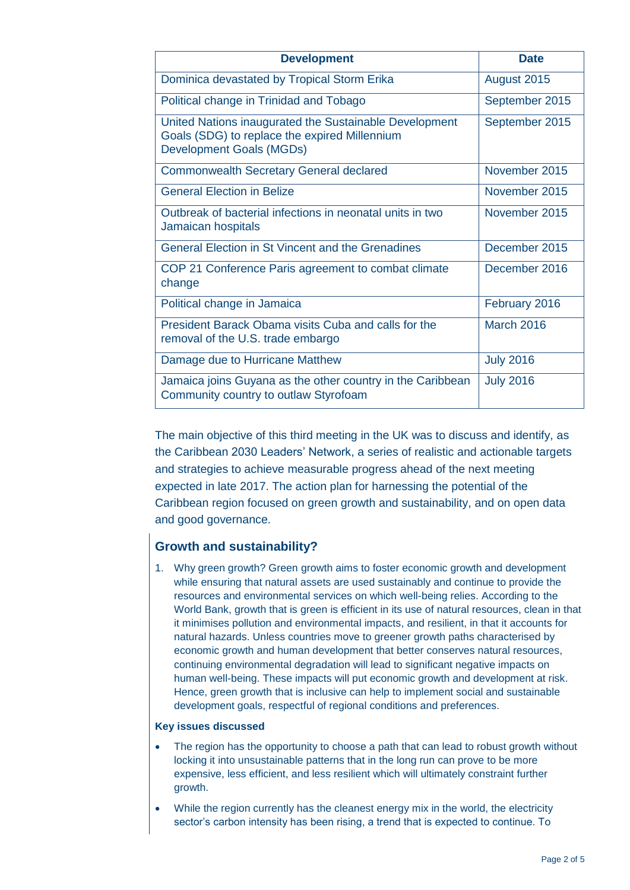| Development | Date |
| --- | --- |
| Dominica devastated by Tropical Storm Erika | August 2015 |
| Political change in Trinidad and Tobago | September 2015 |
| United Nations inaugurated the Sustainable Development Goals (SDG) to replace the expired Millennium Development Goals (MGDs) | September 2015 |
| Commonwealth Secretary General declared | November 2015 |
| General Election in Belize | November 2015 |
| Outbreak of bacterial infections in neonatal units in two Jamaican hospitals | November 2015 |
| General Election in St Vincent and the Grenadines | December 2015 |
| COP 21 Conference Paris agreement to combat climate change | December 2016 |
| Political change in Jamaica | February 2016 |
| President Barack Obama visits Cuba and calls for the removal of the U.S. trade embargo | March 2016 |
| Damage due to Hurricane Matthew | July 2016 |
| Jamaica joins Guyana as the other country in the Caribbean Community country to outlaw Styrofoam | July 2016 |

The main objective of this third meeting in the UK was to discuss and identify, as the Caribbean 2030 Leaders' Network, a series of realistic and actionable targets and strategies to achieve measurable progress ahead of the next meeting expected in late 2017. The action plan for harnessing the potential of the Caribbean region focused on green growth and sustainability, and on open data and good governance.

## Growth and sustainability?

1. Why green growth? Green growth aims to foster economic growth and development while ensuring that natural assets are used sustainably and continue to provide the resources and environmental services on which well-being relies. According to the World Bank, growth that is green is efficient in its use of natural resources, clean in that it minimises pollution and environmental impacts, and resilient, in that it accounts for natural hazards. Unless countries move to greener growth paths characterised by economic growth and human development that better conserves natural resources, continuing environmental degradation will lead to significant negative impacts on human well-being. These impacts will put economic growth and development at risk. Hence, green growth that is inclusive can help to implement social and sustainable development goals, respectful of regional conditions and preferences.

**Key issues discussed**

- The region has the opportunity to choose a path that can lead to robust growth without locking it into unsustainable patterns that in the long run can prove to be more expensive, less efficient, and less resilient which will ultimately constraint further growth.
- While the region currently has the cleanest energy mix in the world, the electricity sector's carbon intensity has been rising, a trend that is expected to continue. To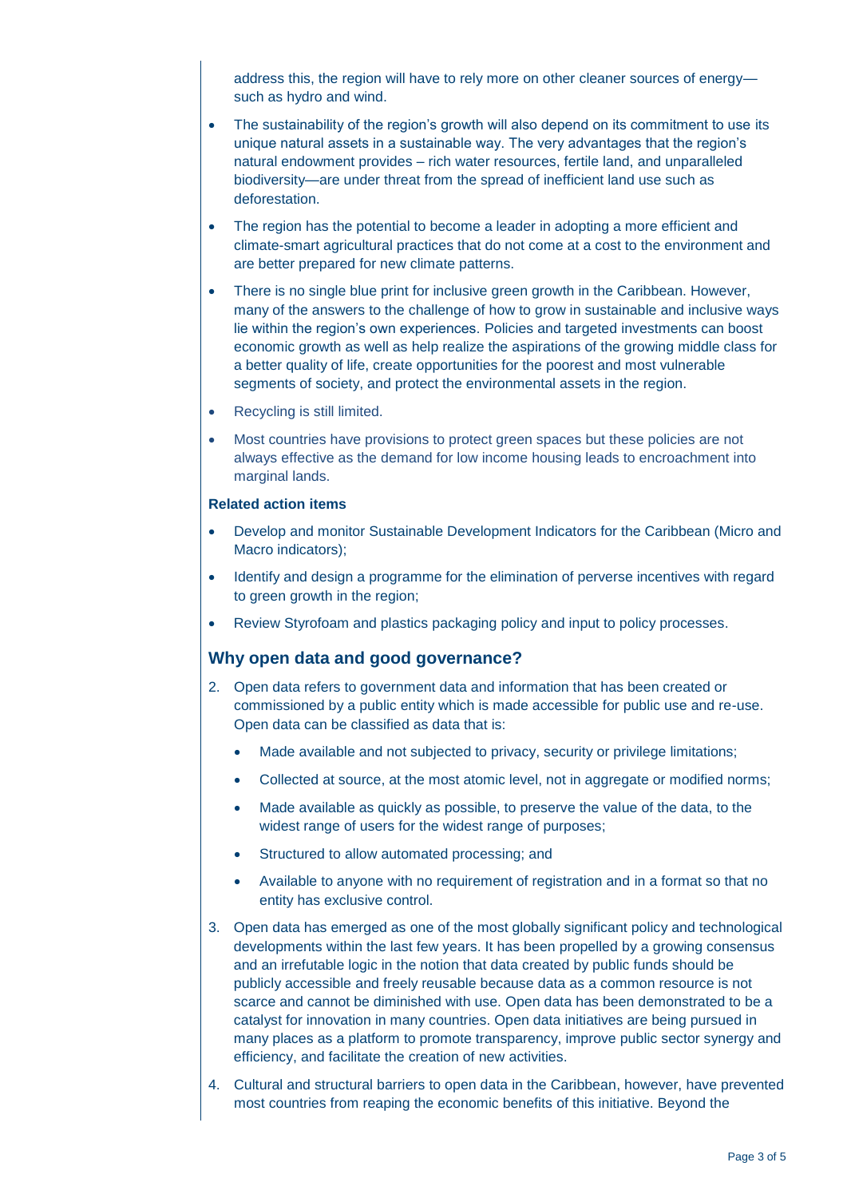address this, the region will have to rely more on other cleaner sources of energy—such as hydro and wind.

- The sustainability of the region's growth will also depend on its commitment to use its unique natural assets in a sustainable way. The very advantages that the region's natural endowment provides – rich water resources, fertile land, and unparalleled biodiversity—are under threat from the spread of inefficient land use such as deforestation.
- The region has the potential to become a leader in adopting a more efficient and climate-smart agricultural practices that do not come at a cost to the environment and are better prepared for new climate patterns.
- There is no single blue print for inclusive green growth in the Caribbean. However, many of the answers to the challenge of how to grow in sustainable and inclusive ways lie within the region's own experiences. Policies and targeted investments can boost economic growth as well as help realize the aspirations of the growing middle class for a better quality of life, create opportunities for the poorest and most vulnerable segments of society, and protect the environmental assets in the region.
- Recycling is still limited.
- Most countries have provisions to protect green spaces but these policies are not always effective as the demand for low income housing leads to encroachment into marginal lands.

**Related action items**

- Develop and monitor Sustainable Development Indicators for the Caribbean (Micro and Macro indicators);
- Identify and design a programme for the elimination of perverse incentives with regard to green growth in the region;
- Review Styrofoam and plastics packaging policy and input to policy processes.

## Why open data and good governance?

2. Open data refers to government data and information that has been created or commissioned by a public entity which is made accessible for public use and re-use. Open data can be classified as data that is:
   - Made available and not subjected to privacy, security or privilege limitations;
   - Collected at source, at the most atomic level, not in aggregate or modified norms;
   - Made available as quickly as possible, to preserve the value of the data, to the widest range of users for the widest range of purposes;
   - Structured to allow automated processing; and
   - Available to anyone with no requirement of registration and in a format so that no entity has exclusive control.
3. Open data has emerged as one of the most globally significant policy and technological developments within the last few years. It has been propelled by a growing consensus and an irrefutable logic in the notion that data created by public funds should be publicly accessible and freely reusable because data as a common resource is not scarce and cannot be diminished with use. Open data has been demonstrated to be a catalyst for innovation in many countries. Open data initiatives are being pursued in many places as a platform to promote transparency, improve public sector synergy and efficiency, and facilitate the creation of new activities.
4. Cultural and structural barriers to open data in the Caribbean, however, have prevented most countries from reaping the economic benefits of this initiative. Beyond the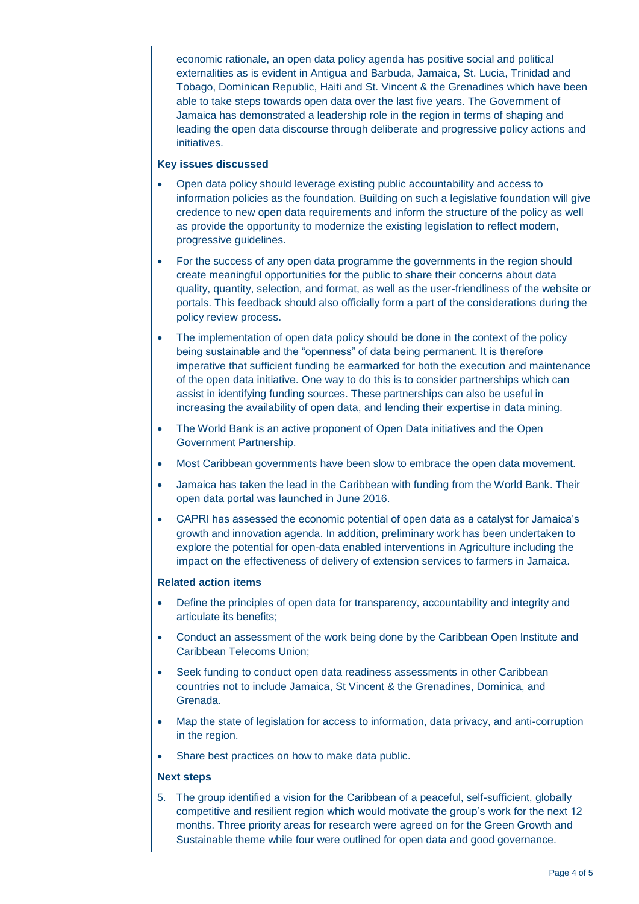economic rationale, an open data policy agenda has positive social and political externalities as is evident in Antigua and Barbuda, Jamaica, St. Lucia, Trinidad and Tobago, Dominican Republic, Haiti and St. Vincent & the Grenadines which have been able to take steps towards open data over the last five years. The Government of Jamaica has demonstrated a leadership role in the region in terms of shaping and leading the open data discourse through deliberate and progressive policy actions and initiatives.

**Key issues discussed**

- Open data policy should leverage existing public accountability and access to information policies as the foundation. Building on such a legislative foundation will give credence to new open data requirements and inform the structure of the policy as well as provide the opportunity to modernize the existing legislation to reflect modern, progressive guidelines.
- For the success of any open data programme the governments in the region should create meaningful opportunities for the public to share their concerns about data quality, quantity, selection, and format, as well as the user-friendliness of the website or portals. This feedback should also officially form a part of the considerations during the policy review process.
- The implementation of open data policy should be done in the context of the policy being sustainable and the "openness" of data being permanent. It is therefore imperative that sufficient funding be earmarked for both the execution and maintenance of the open data initiative. One way to do this is to consider partnerships which can assist in identifying funding sources. These partnerships can also be useful in increasing the availability of open data, and lending their expertise in data mining.
- The World Bank is an active proponent of Open Data initiatives and the Open Government Partnership.
- Most Caribbean governments have been slow to embrace the open data movement.
- Jamaica has taken the lead in the Caribbean with funding from the World Bank. Their open data portal was launched in June 2016.
- CAPRI has assessed the economic potential of open data as a catalyst for Jamaica's growth and innovation agenda. In addition, preliminary work has been undertaken to explore the potential for open-data enabled interventions in Agriculture including the impact on the effectiveness of delivery of extension services to farmers in Jamaica.

**Related action items**

- Define the principles of open data for transparency, accountability and integrity and articulate its benefits;
- Conduct an assessment of the work being done by the Caribbean Open Institute and Caribbean Telecoms Union;
- Seek funding to conduct open data readiness assessments in other Caribbean countries not to include Jamaica, St Vincent & the Grenadines, Dominica, and Grenada.
- Map the state of legislation for access to information, data privacy, and anti-corruption in the region.
- Share best practices on how to make data public.

**Next steps**

5. The group identified a vision for the Caribbean of a peaceful, self-sufficient, globally competitive and resilient region which would motivate the group's work for the next 12 months. Three priority areas for research were agreed on for the Green Growth and Sustainable theme while four were outlined for open data and good governance.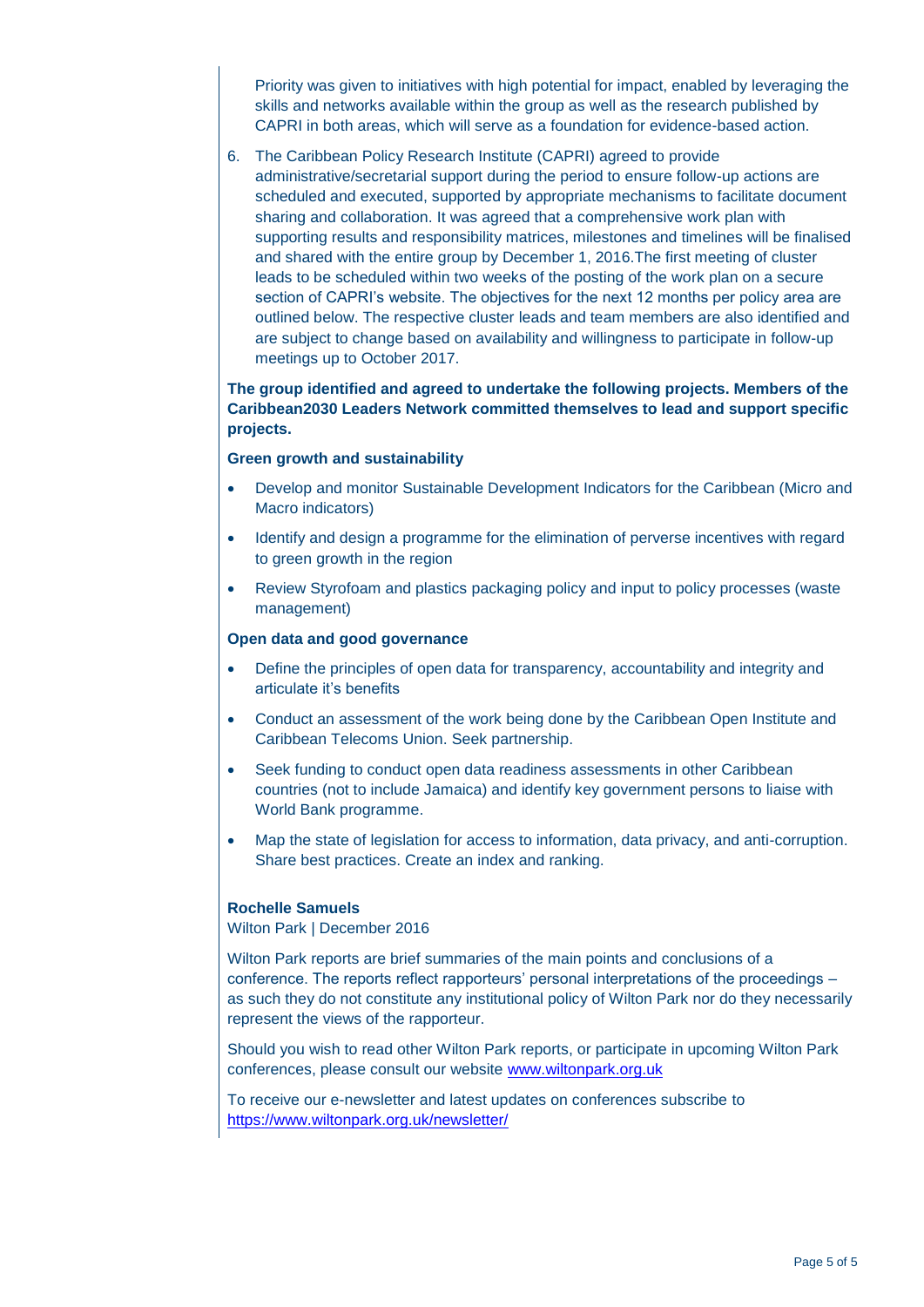Priority was given to initiatives with high potential for impact, enabled by leveraging the skills and networks available within the group as well as the research published by CAPRI in both areas, which will serve as a foundation for evidence-based action.

6. The Caribbean Policy Research Institute (CAPRI) agreed to provide administrative/secretarial support during the period to ensure follow-up actions are scheduled and executed, supported by appropriate mechanisms to facilitate document sharing and collaboration. It was agreed that a comprehensive work plan with supporting results and responsibility matrices, milestones and timelines will be finalised and shared with the entire group by December 1, 2016.The first meeting of cluster leads to be scheduled within two weeks of the posting of the work plan on a secure section of CAPRI's website. The objectives for the next 12 months per policy area are outlined below. The respective cluster leads and team members are also identified and are subject to change based on availability and willingness to participate in follow-up meetings up to October 2017.

**The group identified and agreed to undertake the following projects. Members of the Caribbean2030 Leaders Network committed themselves to lead and support specific projects.**

**Green growth and sustainability**

- Develop and monitor Sustainable Development Indicators for the Caribbean (Micro and Macro indicators)
- Identify and design a programme for the elimination of perverse incentives with regard to green growth in the region
- Review Styrofoam and plastics packaging policy and input to policy processes (waste management)

**Open data and good governance**

- Define the principles of open data for transparency, accountability and integrity and articulate it's benefits
- Conduct an assessment of the work being done by the Caribbean Open Institute and Caribbean Telecoms Union. Seek partnership.
- Seek funding to conduct open data readiness assessments in other Caribbean countries (not to include Jamaica) and identify key government persons to liaise with World Bank programme.
- Map the state of legislation for access to information, data privacy, and anti-corruption. Share best practices. Create an index and ranking.

**Rochelle Samuels**

Wilton Park | December 2016

Wilton Park reports are brief summaries of the main points and conclusions of a conference. The reports reflect rapporteurs' personal interpretations of the proceedings – as such they do not constitute any institutional policy of Wilton Park nor do they necessarily represent the views of the rapporteur.

Should you wish to read other Wilton Park reports, or participate in upcoming Wilton Park conferences, please consult our website [www.wiltonpark.org.uk](www.wiltonpark.org.uk)

To receive our e-newsletter and latest updates on conferences subscribe to [https://www.wiltonpark.org.uk/newsletter/](https://www.wiltonpark.org.uk/newsletter/)